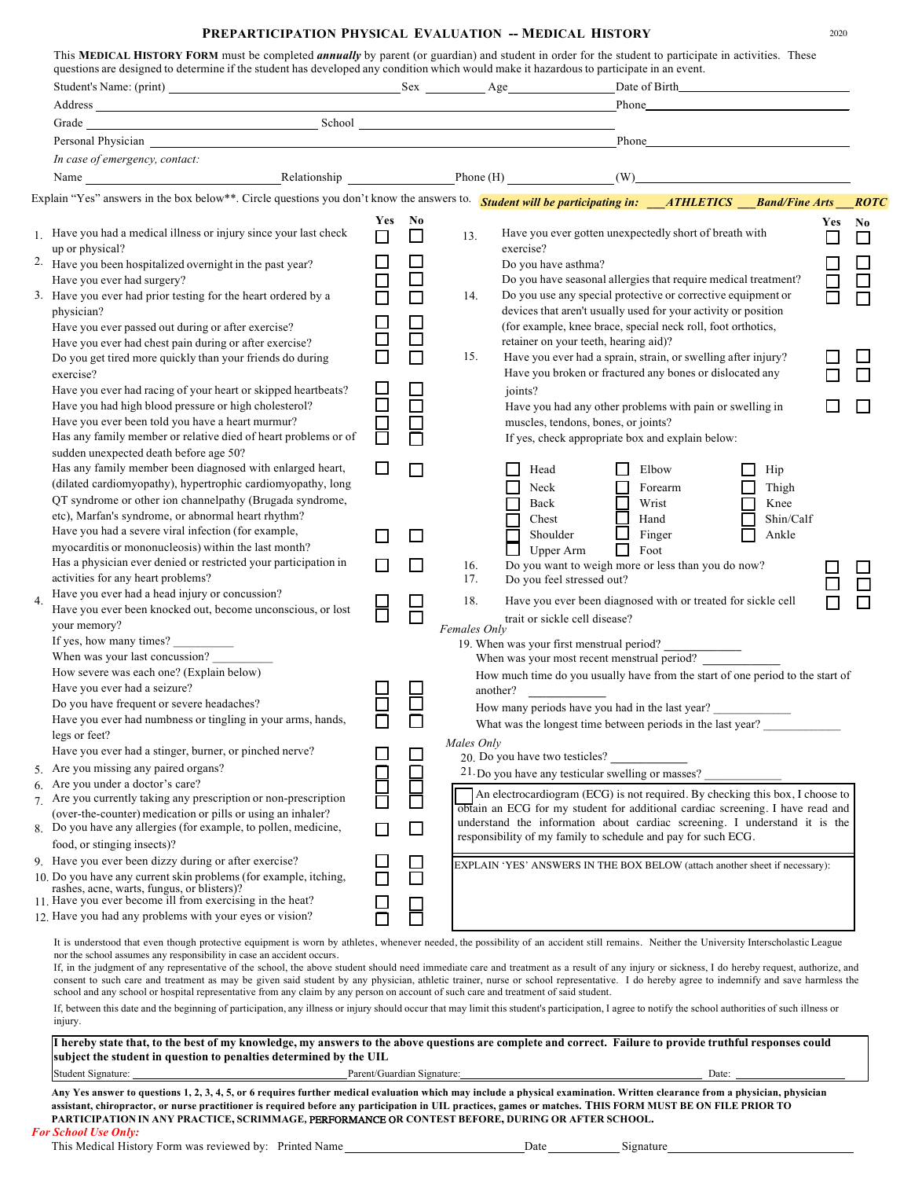# PREPARTICIPATION PHYSICAL EVALUATION -- MEDICAL HISTORY

2020

This **MEDICAL HISTORY FORM** must be completed ***annually*** by parent (or guardian) and student in order for the student to participate in activities. These questions are designed to determine if the student has developed any condition which would make it hazardous to participate in an event.

Student's Name: (print) ________________ Sex ________ Age ________ Date of Birth ________________

Address ________________________________________ Phone ________________

Grade ________________ School ________________________

Personal Physician ________________________________________ Phone ________________

*In case of emergency, contact:*

Name ________________ Relationship ________________ Phone (H) ________________ (W) ________________

Explain "Yes" answers in the box below**. Circle questions you don't know the answers to. ***Student will be participating in:*** ___***ATHLETICS*** ___***Band/Fine Arts*** ___***ROTC***

| | | Yes | No |
|---|---|---|---|
| 1. | Have you had a medical illness or injury since your last check up or physical? | ☐ | ☐ |
| 2. | Have you been hospitalized overnight in the past year? | ☐ | ☐ |
| | Have you ever had surgery? | ☐ | ☐ |
| 3. | Have you ever had prior testing for the heart ordered by a physician? | ☐ | ☐ |
| | Have you ever passed out during or after exercise? | ☐ | ☐ |
| | Have you ever had chest pain during or after exercise? | ☐ | ☐ |
| | Do you get tired more quickly than your friends do during exercise? | ☐ | ☐ |
| | Have you ever had racing of your heart or skipped heartbeats? | ☐ | ☐ |
| | Have you had high blood pressure or high cholesterol? | ☐ | ☐ |
| | Have you ever been told you have a heart murmur? | ☐ | ☐ |
| | Has any family member or relative died of heart problems or of sudden unexpected death before age 50? | ☐ | ☐ |
| | Has any family member been diagnosed with enlarged heart, (dilated cardiomyopathy), hypertrophic cardiomyopathy, long QT syndrome or other ion channelpathy (Brugada syndrome, etc), Marfan's syndrome, or abnormal heart rhythm? | ☐ | ☐ |
| | Have you had a severe viral infection (for example, myocarditis or mononucleosis) within the last month? | ☐ | ☐ |
| | Has a physician ever denied or restricted your participation in activities for any heart problems? | ☐ | ☐ |
| 4. | Have you ever had a head injury or concussion? | ☐ | ☐ |
| | Have you ever been knocked out, become unconscious, or lost your memory? | ☐ | ☐ |
| | If yes, how many times? ________ | | |
| | When was your last concussion? ________ | | |
| | How severe was each one? (Explain below) | | |
| | Have you ever had a seizure? | ☐ | ☐ |
| | Do you have frequent or severe headaches? | ☐ | ☐ |
| | Have you ever had numbness or tingling in your arms, hands, legs or feet? | ☐ | ☐ |
| | Have you ever had a stinger, burner, or pinched nerve? | ☐ | ☐ |
| 5. | Are you missing any paired organs? | ☐ | ☐ |
| 6. | Are you under a doctor's care? | ☐ | ☐ |
| 7. | Are you currently taking any prescription or non-prescription (over-the-counter) medication or pills or using an inhaler? | ☐ | ☐ |
| 8. | Do you have any allergies (for example, to pollen, medicine, food, or stinging insects)? | ☐ | ☐ |
| 9. | Have you ever been dizzy during or after exercise? | ☐ | ☐ |
| 10. | Do you have any current skin problems (for example, itching, rashes, acne, warts, fungus, or blisters)? | ☐ | ☐ |
| 11. | Have you ever become ill from exercising in the heat? | ☐ | ☐ |
| 12. | Have you had any problems with your eyes or vision? | ☐ | ☐ |
| 13. | Have you ever gotten unexpectedly short of breath with exercise? | ☐ | ☐ |
| | Do you have asthma? | ☐ | ☐ |
| | Do you have seasonal allergies that require medical treatment? | ☐ | ☐ |
| 14. | Do you use any special protective or corrective equipment or devices that aren't usually used for your activity or position (for example, knee brace, special neck roll, foot orthotics, retainer on your teeth, hearing aid)? | ☐ | ☐ |
| 15. | Have you ever had a sprain, strain, or swelling after injury? | ☐ | ☐ |
| | Have you broken or fractured any bones or dislocated any joints? | ☐ | ☐ |
| | Have you had any other problems with pain or swelling in muscles, tendons, bones, or joints? | ☐ | ☐ |
| | If yes, check appropriate box and explain below: | | |

| | | |
|---|---|---|
| ☐ Head | ☐ Elbow | ☐ Hip |
| ☐ Neck | ☐ Forearm | ☐ Thigh |
| ☐ Back | ☐ Wrist | ☐ Knee |
| ☐ Chest | ☐ Hand | ☐ Shin/Calf |
| ☐ Shoulder | ☐ Finger | ☐ Ankle |
| ☐ Upper Arm | ☐ Foot | |

| | | Yes | No |
|---|---|---|---|
| 16. | Do you want to weigh more or less than you do now? | ☐ | ☐ |
| 17. | Do you feel stressed out? | ☐ | ☐ |
| 18. | Have you ever been diagnosed with or treated for sickle cell trait or sickle cell disease? | ☐ | ☐ |

*Females Only*

19. When was your first menstrual period? ____________
    When was your most recent menstrual period? ____________
    How much time do you usually have from the start of one period to the start of another? ____________
    How many periods have you had in the last year? ____________
    What was the longest time between periods in the last year? ____________

*Males Only*

20. Do you have two testicles? ____________
21. Do you have any testicular swelling or masses? ____________

☐ An electrocardiogram (ECG) is not required. By checking this box, I choose to obtain an ECG for my student for additional cardiac screening. I have read and understand the information about cardiac screening. I understand it is the responsibility of my family to schedule and pay for such ECG.

EXPLAIN 'YES' ANSWERS IN THE BOX BELOW (attach another sheet if necessary):

It is understood that even though protective equipment is worn by athletes, whenever needed, the possibility of an accident still remains. Neither the University Interscholastic League nor the school assumes any responsibility in case an accident occurs.

If, in the judgment of any representative of the school, the above student should need immediate care and treatment as a result of any injury or sickness, I do hereby request, authorize, and consent to such care and treatment as may be given said student by any physician, athletic trainer, nurse or school representative. I do hereby agree to indemnify and save harmless the school and any school or hospital representative from any claim by any person on account of such care and treatment of said student.

If, between this date and the beginning of participation, any illness or injury should occur that may limit this student's participation, I agree to notify the school authorities of such illness or injury.

**I hereby state that, to the best of my knowledge, my answers to the above questions are complete and correct. Failure to provide truthful responses could subject the student in question to penalties determined by the UIL**

Student Signature: ________________ Parent/Guardian Signature: ________________ Date: ________________

**Any Yes answer to questions 1, 2, 3, 4, 5, or 6 requires further medical evaluation which may include a physical examination. Written clearance from a physician, physician assistant, chiropractor, or nurse practitioner is required before any participation in UIL practices, games or matches. THIS FORM MUST BE ON FILE PRIOR TO PARTICIPATION IN ANY PRACTICE, SCRIMMAGE, PERFORMANCE OR CONTEST BEFORE, DURING OR AFTER SCHOOL.**

***For School Use Only:***

This Medical History Form was reviewed by: Printed Name ________________ Date ________ Signature ________________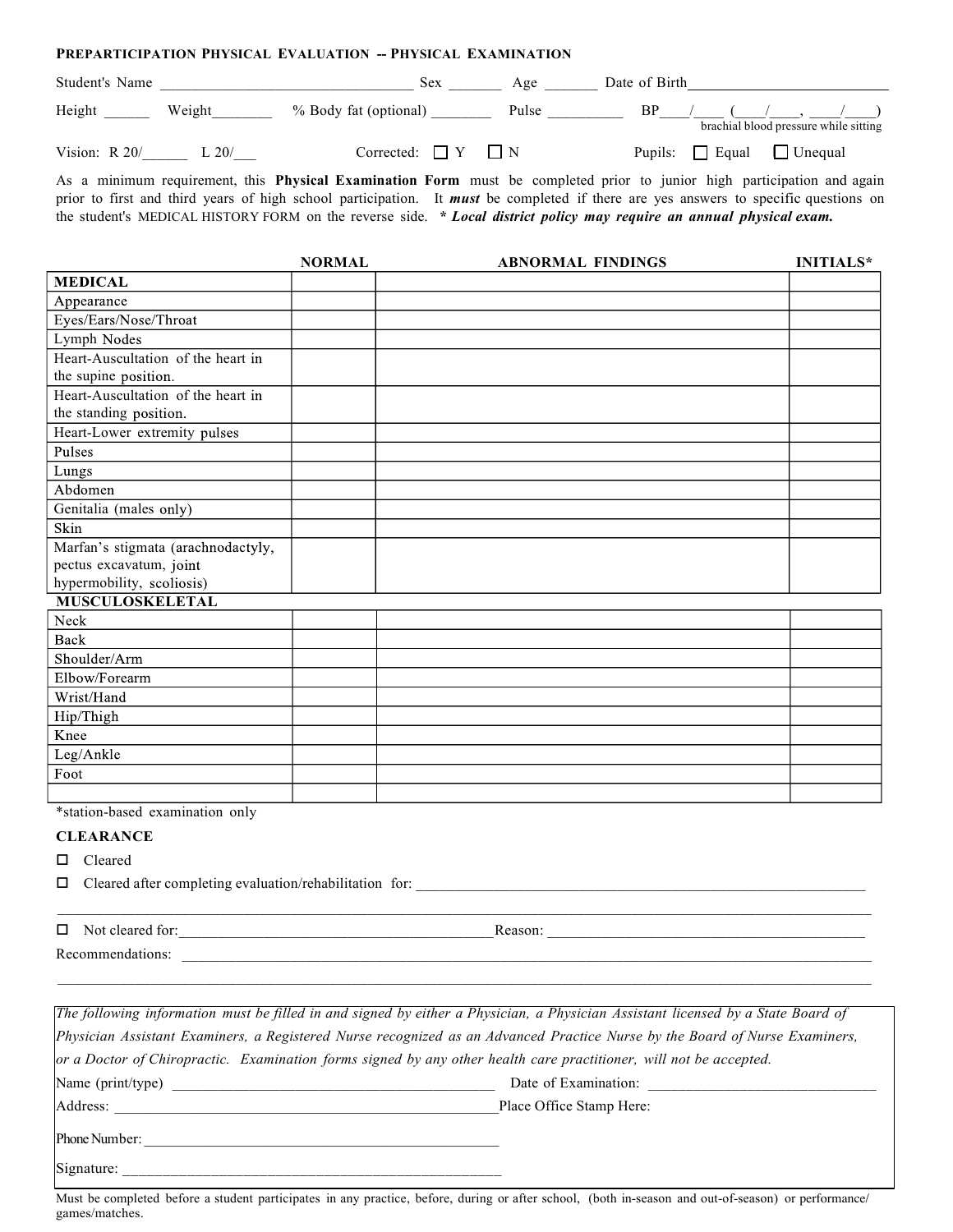## PREPARTICIPATION PHYSICAL EVALUATION -- PHYSICAL EXAMINATION

Student's Name ________________________________ Sex _______ Age _______ Date of Birth__________________________

Height ______ Weight________ % Body fat (optional) ________ Pulse __________ BP____/____ (____/____, ____/____)
brachial blood pressure while sitting

Vision: R 20/______ L 20/___ Corrected: ☐ Y ☐ N Pupils: ☐ Equal ☐ Unequal

As a minimum requirement, this **Physical Examination Form** must be completed prior to junior high participation and again prior to first and third years of high school participation. It ***must*** be completed if there are yes answers to specific questions on the student's MEDICAL HISTORY FORM on the reverse side. ***\* Local district policy may require an annual physical exam.***

| | NORMAL | ABNORMAL FINDINGS | INITIALS* |
|---|---|---|---|
| **MEDICAL** | | | |
| Appearance | | | |
| Eyes/Ears/Nose/Throat | | | |
| Lymph Nodes | | | |
| Heart-Auscultation of the heart in the supine position. | | | |
| Heart-Auscultation of the heart in the standing position. | | | |
| Heart-Lower extremity pulses | | | |
| Pulses | | | |
| Lungs | | | |
| Abdomen | | | |
| Genitalia (males only) | | | |
| Skin | | | |
| Marfan's stigmata (arachnodactyly, pectus excavatum, joint hypermobility, scoliosis) | | | |
| **MUSCULOSKELETAL** | | | |
| Neck | | | |
| Back | | | |
| Shoulder/Arm | | | |
| Elbow/Forearm | | | |
| Wrist/Hand | | | |
| Hip/Thigh | | | |
| Knee | | | |
| Leg/Ankle | | | |
| Foot | | | |
| | | | |

*station-based examination only

**CLEARANCE**

☐ Cleared

☐ Cleared after completing evaluation/rehabilitation for: ______________________________________________

______________________________________________________________________________

☐ Not cleared for:________________________________Reason: ________________________________

Recommendations: ______________________________________________________________________

______________________________________________________________________________

*The following information must be filled in and signed by either a Physician, a Physician Assistant licensed by a State Board of Physician Assistant Examiners, a Registered Nurse recognized as an Advanced Practice Nurse by the Board of Nurse Examiners, or a Doctor of Chiropractic. Examination forms signed by any other health care practitioner, will not be accepted.*

Name (print/type) ________________________________ Date of Examination: ________________________

Address: ________________________________________Place Office Stamp Here:

Phone Number: ________________________________________

Signature: ________________________________________

Must be completed before a student participates in any practice, before, during or after school, (both in-season and out-of-season) or performance/ games/matches.